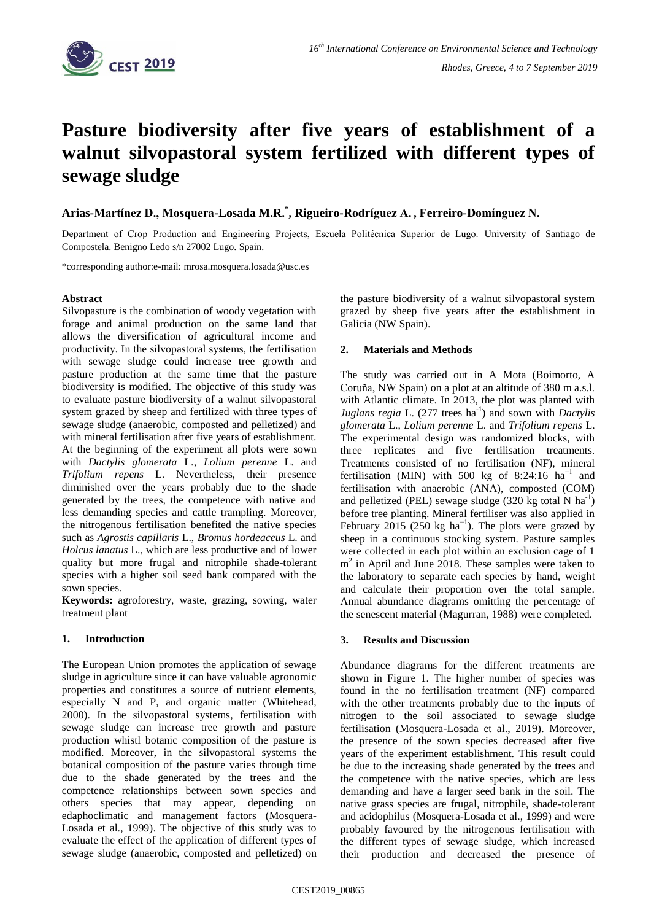# Pasture biodiversity after five years of establishment of a walnut silvopastoral system fertilized with different types of sewage sludge

**Arias-Martínez D., Mosquera-Losada M.R.[*], Rigueiro-Rodríguez A., Ferreiro-Domínguez N.**

Department of Crop Production and Engineering Projects, Escuela Politécnica Superior de Lugo. University of Santiago de Compostela. Benigno Ledo s/n 27002 Lugo. Spain.

*corresponding author:e-mail: mrosa.mosquera.losada@usc.es

## Abstract

Silvopasture is the combination of woody vegetation with forage and animal production on the same land that allows the diversification of agricultural income and productivity. In the silvopastoral systems, the fertilisation with sewage sludge could increase tree growth and pasture production at the same time that the pasture biodiversity is modified. The objective of this study was to evaluate pasture biodiversity of a walnut silvopastoral system grazed by sheep and fertilized with three types of sewage sludge (anaerobic, composted and pelletized) and with mineral fertilisation after five years of establishment. At the beginning of the experiment all plots were sown with *Dactylis glomerata* L., *Lolium perenne* L. and *Trifolium repens* L. Nevertheless, their presence diminished over the years probably due to the shade generated by the trees, the competence with native and less demanding species and cattle trampling. Moreover, the nitrogenous fertilisation benefited the native species such as *Agrostis capillaris* L., *Bromus hordeaceus* L. and *Holcus lanatus* L., which are less productive and of lower quality but more frugal and nitrophile shade-tolerant species with a higher soil seed bank compared with the sown species.

**Keywords:** agroforestry, waste, grazing, sowing, water treatment plant

## 1. Introduction

The European Union promotes the application of sewage sludge in agriculture since it can have valuable agronomic properties and constitutes a source of nutrient elements, especially N and P, and organic matter (Whitehead, 2000). In the silvopastoral systems, fertilisation with sewage sludge can increase tree growth and pasture production whistl botanic composition of the pasture is modified. Moreover, in the silvopastoral systems the botanical composition of the pasture varies through time due to the shade generated by the trees and the competence relationships between sown species and others species that may appear, depending on edaphoclimatic and management factors (Mosquera-Losada et al., 1999). The objective of this study was to evaluate the effect of the application of different types of sewage sludge (anaerobic, composted and pelletized) on the pasture biodiversity of a walnut silvopastoral system grazed by sheep five years after the establishment in Galicia (NW Spain).

## 2. Materials and Methods

The study was carried out in A Mota (Boimorto, A Coruña, NW Spain) on a plot at an altitude of 380 m a.s.l. with Atlantic climate. In 2013, the plot was planted with *Juglans regia* L. (277 trees $ha^{-1}$) and sown with *Dactylis glomerata* L., *Lolium perenne* L. and *Trifolium repens* L. The experimental design was randomized blocks, with three replicates and five fertilisation treatments. Treatments consisted of no fertilisation (NF), mineral fertilisation (MIN) with 500 kg of 8:24:16 $ha^{-1}$ and fertilisation with anaerobic (ANA), composted (COM) and pelletized (PEL) sewage sludge (320 kg total N $ha^{-1}$) before tree planting. Mineral fertiliser was also applied in February 2015 (250 kg $ha^{-1}$). The plots were grazed by sheep in a continuous stocking system. Pasture samples were collected in each plot within an exclusion cage of 1 $m^2$ in April and June 2018. These samples were taken to the laboratory to separate each species by hand, weight and calculate their proportion over the total sample. Annual abundance diagrams omitting the percentage of the senescent material (Magurran, 1988) were completed.

## 3. Results and Discussion

Abundance diagrams for the different treatments are shown in Figure 1. The higher number of species was found in the no fertilisation treatment (NF) compared with the other treatments probably due to the inputs of nitrogen to the soil associated to sewage sludge fertilisation (Mosquera-Losada et al., 2019). Moreover, the presence of the sown species decreased after five years of the experiment establishment. This result could be due to the increasing shade generated by the trees and the competence with the native species, which are less demanding and have a larger seed bank in the soil. The native grass species are frugal, nitrophile, shade-tolerant and acidophilus (Mosquera-Losada et al., 1999) and were probably favoured by the nitrogenous fertilisation with the different types of sewage sludge, which increased their production and decreased the presence of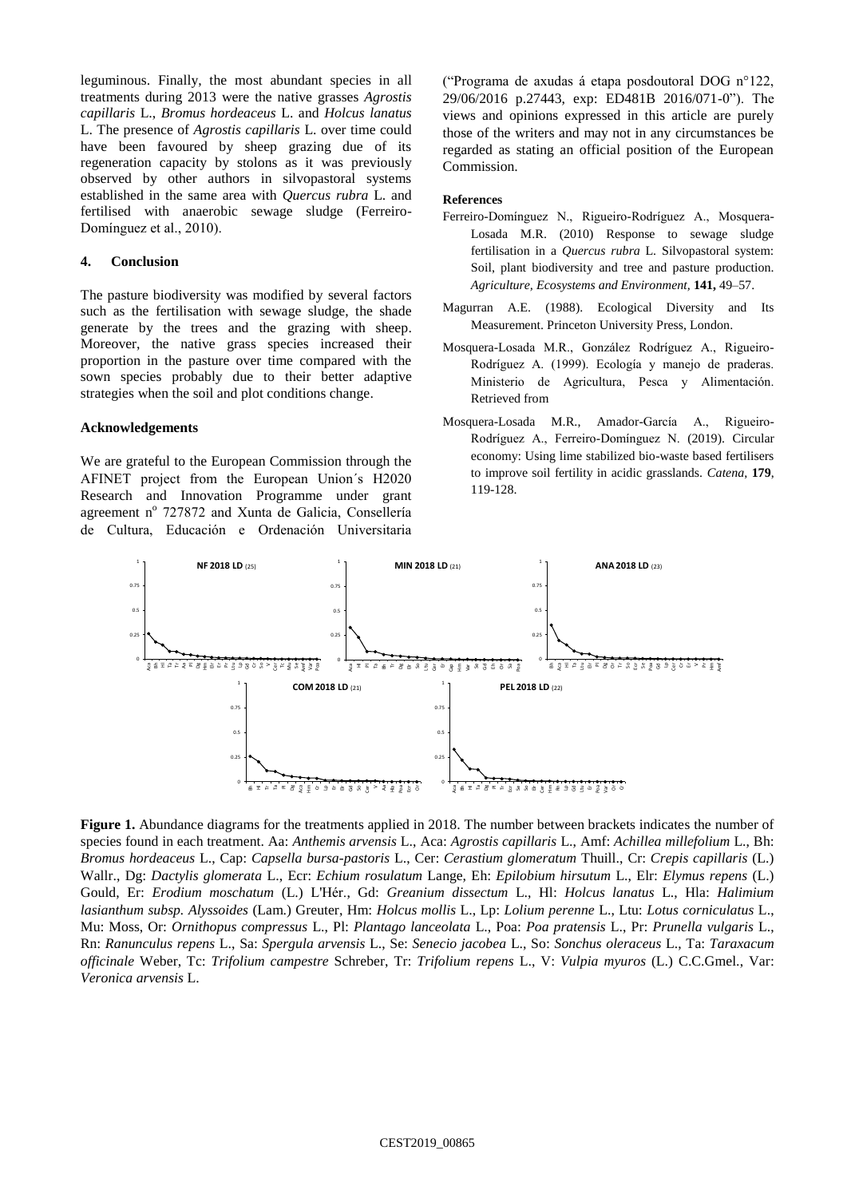leguminous. Finally, the most abundant species in all treatments during 2013 were the native grasses *Agrostis capillaris* L., *Bromus hordeaceus* L. and *Holcus lanatus* L. The presence of *Agrostis capillaris* L. over time could have been favoured by sheep grazing due of its regeneration capacity by stolons as it was previously observed by other authors in silvopastoral systems established in the same area with *Quercus rubra* L. and fertilised with anaerobic sewage sludge (Ferreiro-Domínguez et al., 2010).

## 4. Conclusion

The pasture biodiversity was modified by several factors such as the fertilisation with sewage sludge, the shade generate by the trees and the grazing with sheep. Moreover, the native grass species increased their proportion in the pasture over time compared with the sown species probably due to their better adaptive strategies when the soil and plot conditions change.

### Acknowledgements

We are grateful to the European Commission through the AFINET project from the European Union´s H2020 Research and Innovation Programme under grant agreement nº 727872 and Xunta de Galicia, Consellería de Cultura, Educación e Ordenación Universitaria ("Programa de axudas á etapa posdoutoral DOG n°122, 29/06/2016 p.27443, exp: ED481B 2016/071-0"). The views and opinions expressed in this article are purely those of the writers and may not in any circumstances be regarded as stating an official position of the European Commission.

### References

Ferreiro-Domínguez N., Rigueiro-Rodríguez A., Mosquera-Losada M.R. (2010) Response to sewage sludge fertilisation in a *Quercus rubra* L. Silvopastoral system: Soil, plant biodiversity and tree and pasture production. *Agriculture, Ecosystems and Environment*, **141,** 49–57.

Magurran A.E. (1988). Ecological Diversity and Its Measurement. Princeton University Press, London.

Mosquera-Losada M.R., González Rodríguez A., Rigueiro-Rodríguez A. (1999). Ecología y manejo de praderas. Ministerio de Agricultura, Pesca y Alimentación. Retrieved from

Mosquera-Losada M.R., Amador-García A., Rigueiro-Rodríguez A., Ferreiro-Domínguez N. (2019). Circular economy: Using lime stabilized bio-waste based fertilisers to improve soil fertility in acidic grasslands. *Catena*, **179**, 119-128.

NF 2018 LD (25)

MIN 2018 LD (21)

ANA 2018 LD (23)

COM 2018 LD (21)

PEL 2018 LD (22)

**Figure 1.** Abundance diagrams for the treatments applied in 2018. The number between brackets indicates the number of species found in each treatment. Aa: *Anthemis arvensis* L., Aca: *Agrostis capillaris* L., Amf: *Achillea millefolium* L., Bh: *Bromus hordeaceus* L., Cap: *Capsella bursa-pastoris* L., Cer: *Cerastium glomeratum* Thuill., Cr: *Crepis capillaris* (L.) Wallr., Dg: *Dactylis glomerata* L., Ecr: *Echium rosulatum* Lange, Eh: *Epilobium hirsutum* L., Elr: *Elymus repens* (L.) Gould, Er: *Erodium moschatum* (L.) L'Hér., Gd: *Greanium dissectum* L., Hl: *Holcus lanatus* L., Hla: *Halimium lasianthum subsp. Alyssoides* (Lam.) Greuter, Hm: *Holcus mollis* L., Lp: *Lolium perenne* L., Ltu: *Lotus corniculatus* L., Mu: Moss, Or: *Ornithopus compressus* L., Pl: *Plantago lanceolata* L., Poa: *Poa pratensis* L., Pr: *Prunella vulgaris* L., Rn: *Ranunculus repens* L., Sa: *Spergula arvensis* L., Se: *Senecio jacobea* L., So: *Sonchus oleraceus* L., Ta: *Taraxacum officinale* Weber, Tc: *Trifolium campestre* Schreber, Tr: *Trifolium repens* L., V: *Vulpia myuros* (L.) C.C.Gmel., Var: *Veronica arvensis* L.